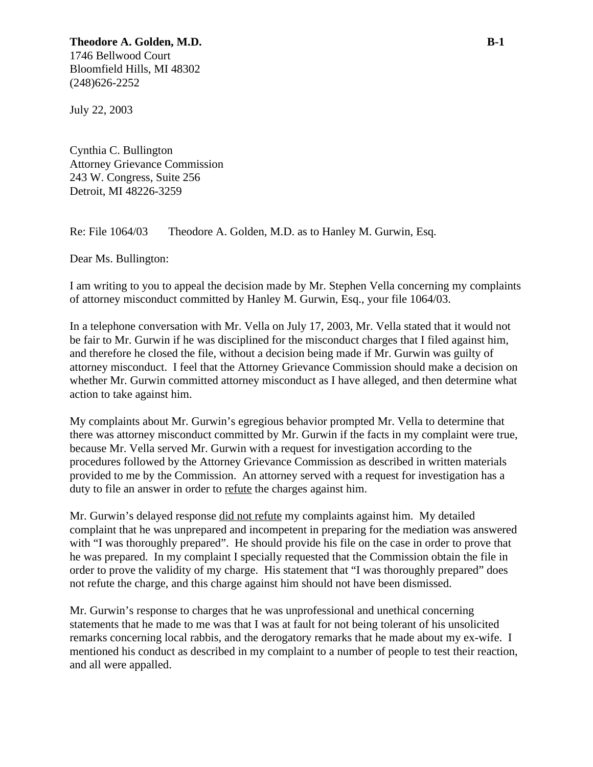**Theodore A. Golden, M.D.** **B-1**
1746 Bellwood Court
Bloomfield Hills, MI 48302
(248)626-2252

July 22, 2003

Cynthia C. Bullington
Attorney Grievance Commission
243 W. Congress, Suite 256
Detroit, MI 48226-3259

Re: File 1064/03 Theodore A. Golden, M.D. as to Hanley M. Gurwin, Esq.

Dear Ms. Bullington:

I am writing to you to appeal the decision made by Mr. Stephen Vella concerning my complaints of attorney misconduct committed by Hanley M. Gurwin, Esq., your file 1064/03.

In a telephone conversation with Mr. Vella on July 17, 2003, Mr. Vella stated that it would not be fair to Mr. Gurwin if he was disciplined for the misconduct charges that I filed against him, and therefore he closed the file, without a decision being made if Mr. Gurwin was guilty of attorney misconduct. I feel that the Attorney Grievance Commission should make a decision on whether Mr. Gurwin committed attorney misconduct as I have alleged, and then determine what action to take against him.

My complaints about Mr. Gurwin's egregious behavior prompted Mr. Vella to determine that there was attorney misconduct committed by Mr. Gurwin if the facts in my complaint were true, because Mr. Vella served Mr. Gurwin with a request for investigation according to the procedures followed by the Attorney Grievance Commission as described in written materials provided to me by the Commission. An attorney served with a request for investigation has a duty to file an answer in order to <u>refute</u> the charges against him.

Mr. Gurwin's delayed response <u>did not refute</u> my complaints against him. My detailed complaint that he was unprepared and incompetent in preparing for the mediation was answered with "I was thoroughly prepared". He should provide his file on the case in order to prove that he was prepared. In my complaint I specially requested that the Commission obtain the file in order to prove the validity of my charge. His statement that "I was thoroughly prepared" does not refute the charge, and this charge against him should not have been dismissed.

Mr. Gurwin's response to charges that he was unprofessional and unethical concerning statements that he made to me was that I was at fault for not being tolerant of his unsolicited remarks concerning local rabbis, and the derogatory remarks that he made about my ex-wife. I mentioned his conduct as described in my complaint to a number of people to test their reaction, and all were appalled.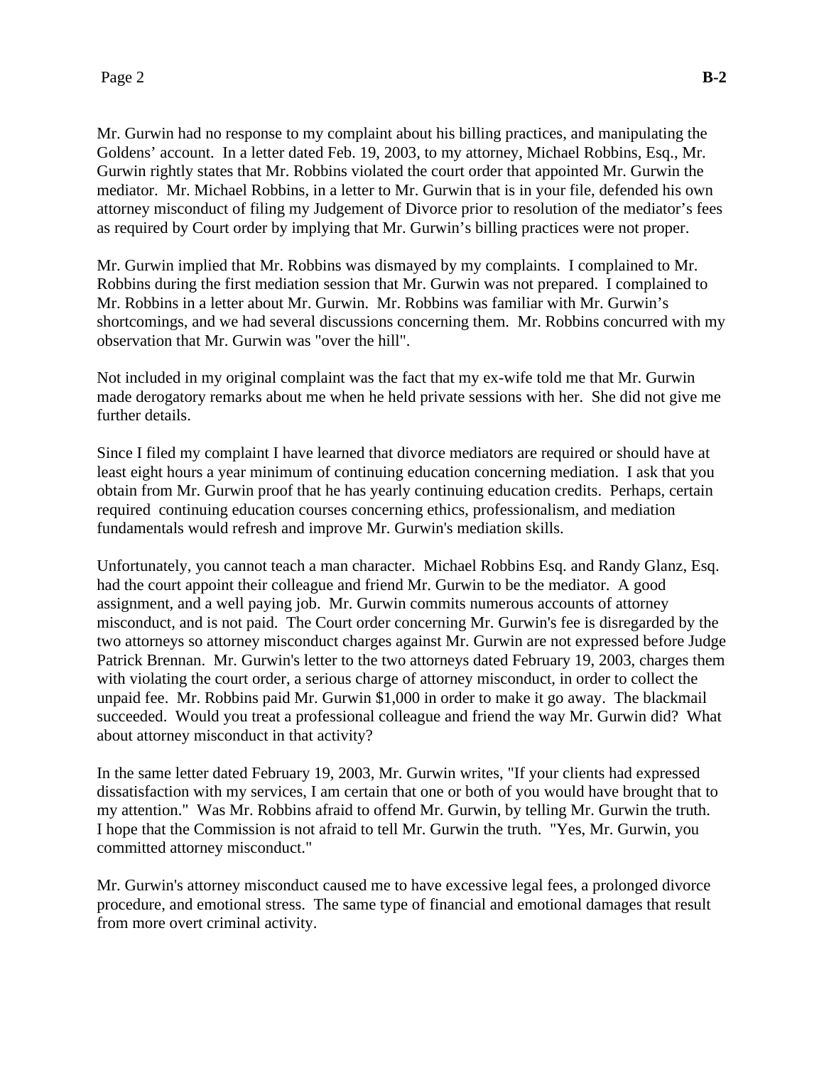Mr. Gurwin had no response to my complaint about his billing practices, and manipulating the Goldens' account. In a letter dated Feb. 19, 2003, to my attorney, Michael Robbins, Esq., Mr. Gurwin rightly states that Mr. Robbins violated the court order that appointed Mr. Gurwin the mediator. Mr. Michael Robbins, in a letter to Mr. Gurwin that is in your file, defended his own attorney misconduct of filing my Judgement of Divorce prior to resolution of the mediator's fees as required by Court order by implying that Mr. Gurwin's billing practices were not proper.

Mr. Gurwin implied that Mr. Robbins was dismayed by my complaints. I complained to Mr. Robbins during the first mediation session that Mr. Gurwin was not prepared. I complained to Mr. Robbins in a letter about Mr. Gurwin. Mr. Robbins was familiar with Mr. Gurwin's shortcomings, and we had several discussions concerning them. Mr. Robbins concurred with my observation that Mr. Gurwin was "over the hill".

Not included in my original complaint was the fact that my ex-wife told me that Mr. Gurwin made derogatory remarks about me when he held private sessions with her. She did not give me further details.

Since I filed my complaint I have learned that divorce mediators are required or should have at least eight hours a year minimum of continuing education concerning mediation. I ask that you obtain from Mr. Gurwin proof that he has yearly continuing education credits. Perhaps, certain required continuing education courses concerning ethics, professionalism, and mediation fundamentals would refresh and improve Mr. Gurwin's mediation skills.

Unfortunately, you cannot teach a man character. Michael Robbins Esq. and Randy Glanz, Esq. had the court appoint their colleague and friend Mr. Gurwin to be the mediator. A good assignment, and a well paying job. Mr. Gurwin commits numerous accounts of attorney misconduct, and is not paid. The Court order concerning Mr. Gurwin's fee is disregarded by the two attorneys so attorney misconduct charges against Mr. Gurwin are not expressed before Judge Patrick Brennan. Mr. Gurwin's letter to the two attorneys dated February 19, 2003, charges them with violating the court order, a serious charge of attorney misconduct, in order to collect the unpaid fee. Mr. Robbins paid Mr. Gurwin $1,000 in order to make it go away. The blackmail succeeded. Would you treat a professional colleague and friend the way Mr. Gurwin did? What about attorney misconduct in that activity?

In the same letter dated February 19, 2003, Mr. Gurwin writes, "If your clients had expressed dissatisfaction with my services, I am certain that one or both of you would have brought that to my attention." Was Mr. Robbins afraid to offend Mr. Gurwin, by telling Mr. Gurwin the truth. I hope that the Commission is not afraid to tell Mr. Gurwin the truth. "Yes, Mr. Gurwin, you committed attorney misconduct."

Mr. Gurwin's attorney misconduct caused me to have excessive legal fees, a prolonged divorce procedure, and emotional stress. The same type of financial and emotional damages that result from more overt criminal activity.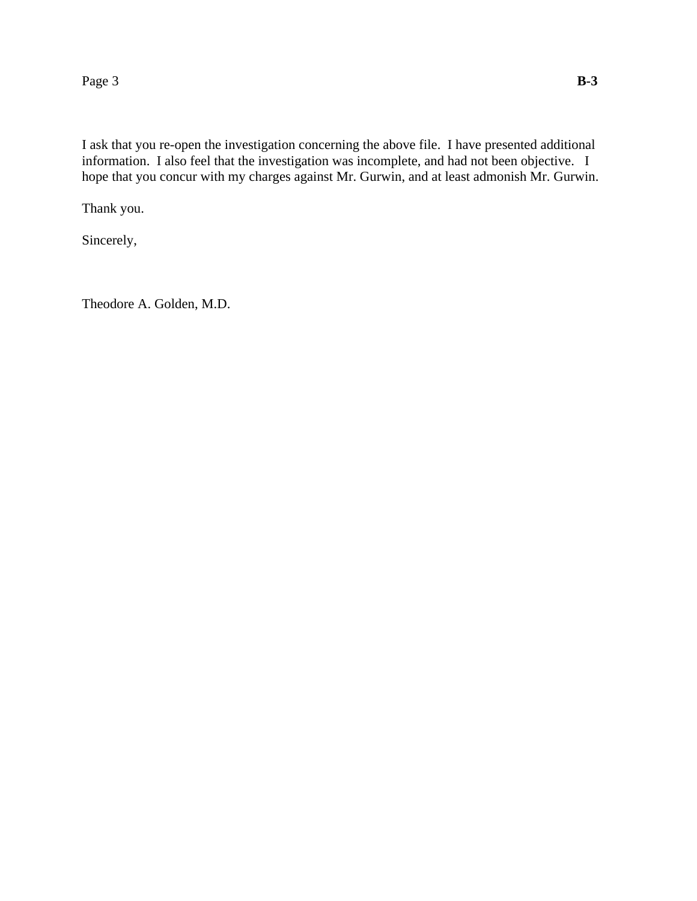I ask that you re-open the investigation concerning the above file. I have presented additional information. I also feel that the investigation was incomplete, and had not been objective. I hope that you concur with my charges against Mr. Gurwin, and at least admonish Mr. Gurwin.

Thank you.

Sincerely,

Theodore A. Golden, M.D.